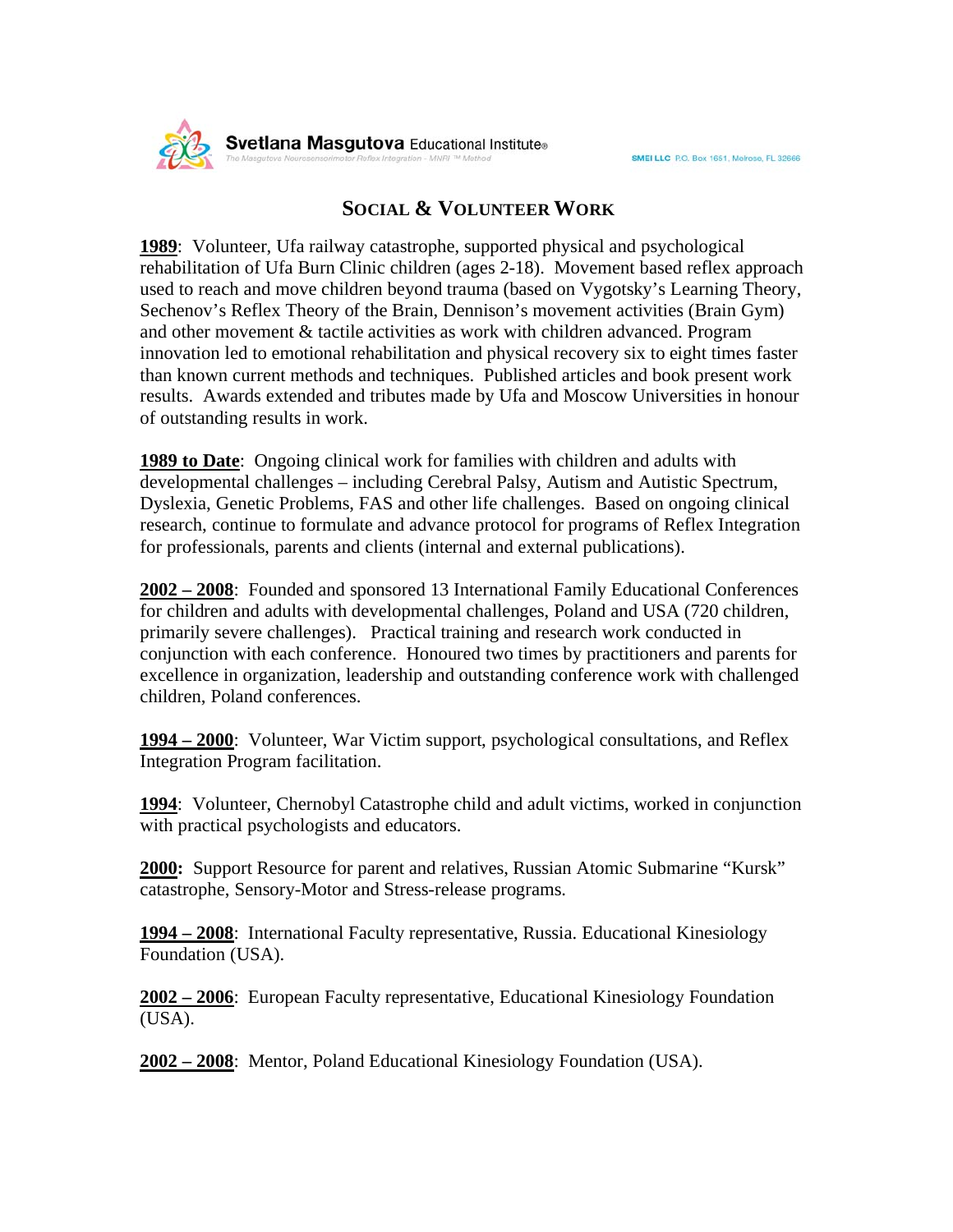Svetlana Masgutova Educational Institute®

The Masgutova Neurosensorimotor Reflex Integration - MNRI ™ Method

SMEI LLC P.O. Box 1651, Melrose, FL 32666

## SOCIAL & VOLUNTEER WORK

**1989**: Volunteer, Ufa railway catastrophe, supported physical and psychological rehabilitation of Ufa Burn Clinic children (ages 2-18). Movement based reflex approach used to reach and move children beyond trauma (based on Vygotsky's Learning Theory, Sechenov's Reflex Theory of the Brain, Dennison's movement activities (Brain Gym) and other movement & tactile activities as work with children advanced. Program innovation led to emotional rehabilitation and physical recovery six to eight times faster than known current methods and techniques. Published articles and book present work results. Awards extended and tributes made by Ufa and Moscow Universities in honour of outstanding results in work.

**1989 to Date**: Ongoing clinical work for families with children and adults with developmental challenges – including Cerebral Palsy, Autism and Autistic Spectrum, Dyslexia, Genetic Problems, FAS and other life challenges. Based on ongoing clinical research, continue to formulate and advance protocol for programs of Reflex Integration for professionals, parents and clients (internal and external publications).

**2002 – 2008**: Founded and sponsored 13 International Family Educational Conferences for children and adults with developmental challenges, Poland and USA (720 children, primarily severe challenges). Practical training and research work conducted in conjunction with each conference. Honoured two times by practitioners and parents for excellence in organization, leadership and outstanding conference work with challenged children, Poland conferences.

**1994 – 2000**: Volunteer, War Victim support, psychological consultations, and Reflex Integration Program facilitation.

**1994**: Volunteer, Chernobyl Catastrophe child and adult victims, worked in conjunction with practical psychologists and educators.

**2000:** Support Resource for parent and relatives, Russian Atomic Submarine "Kursk" catastrophe, Sensory-Motor and Stress-release programs.

**1994 – 2008**: International Faculty representative, Russia. Educational Kinesiology Foundation (USA).

**2002 – 2006**: European Faculty representative, Educational Kinesiology Foundation (USA).

**2002 – 2008**: Mentor, Poland Educational Kinesiology Foundation (USA).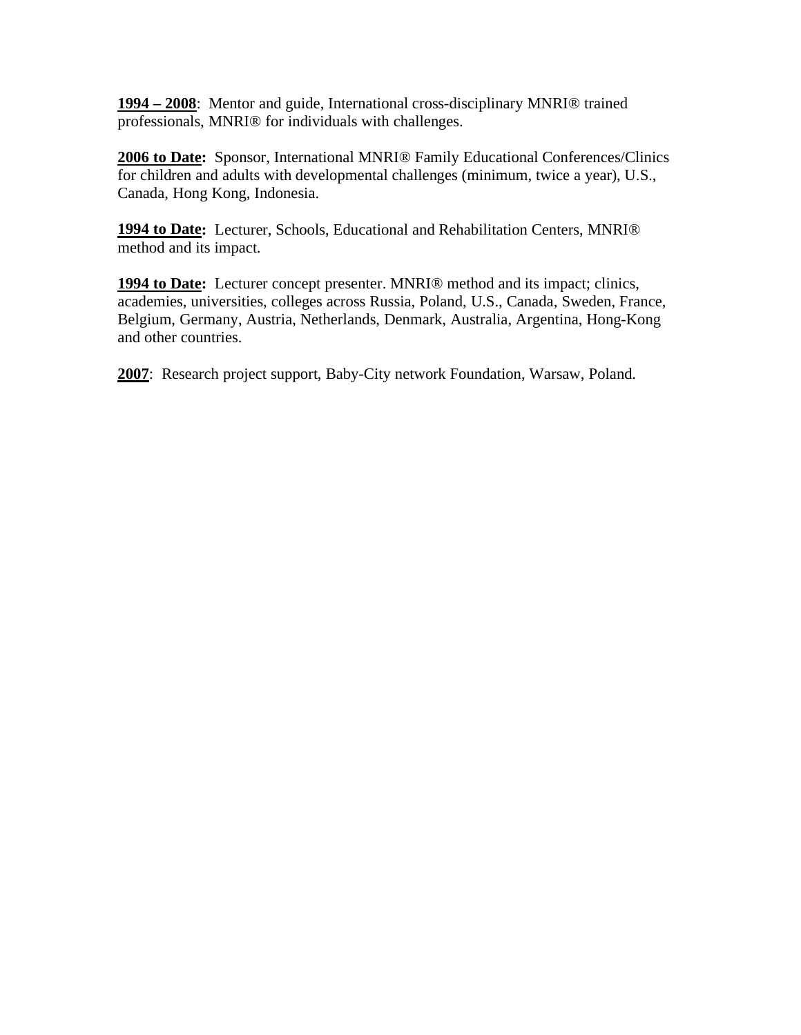**1994 – 2008**: Mentor and guide, International cross-disciplinary MNRI® trained professionals, MNRI® for individuals with challenges.

**2006 to Date:** Sponsor, International MNRI® Family Educational Conferences/Clinics for children and adults with developmental challenges (minimum, twice a year), U.S., Canada, Hong Kong, Indonesia.

**1994 to Date:** Lecturer, Schools, Educational and Rehabilitation Centers, MNRI® method and its impact.

**1994 to Date:** Lecturer concept presenter. MNRI® method and its impact; clinics, academies, universities, colleges across Russia, Poland, U.S., Canada, Sweden, France, Belgium, Germany, Austria, Netherlands, Denmark, Australia, Argentina, Hong-Kong and other countries.

**2007**: Research project support, Baby-City network Foundation, Warsaw, Poland.